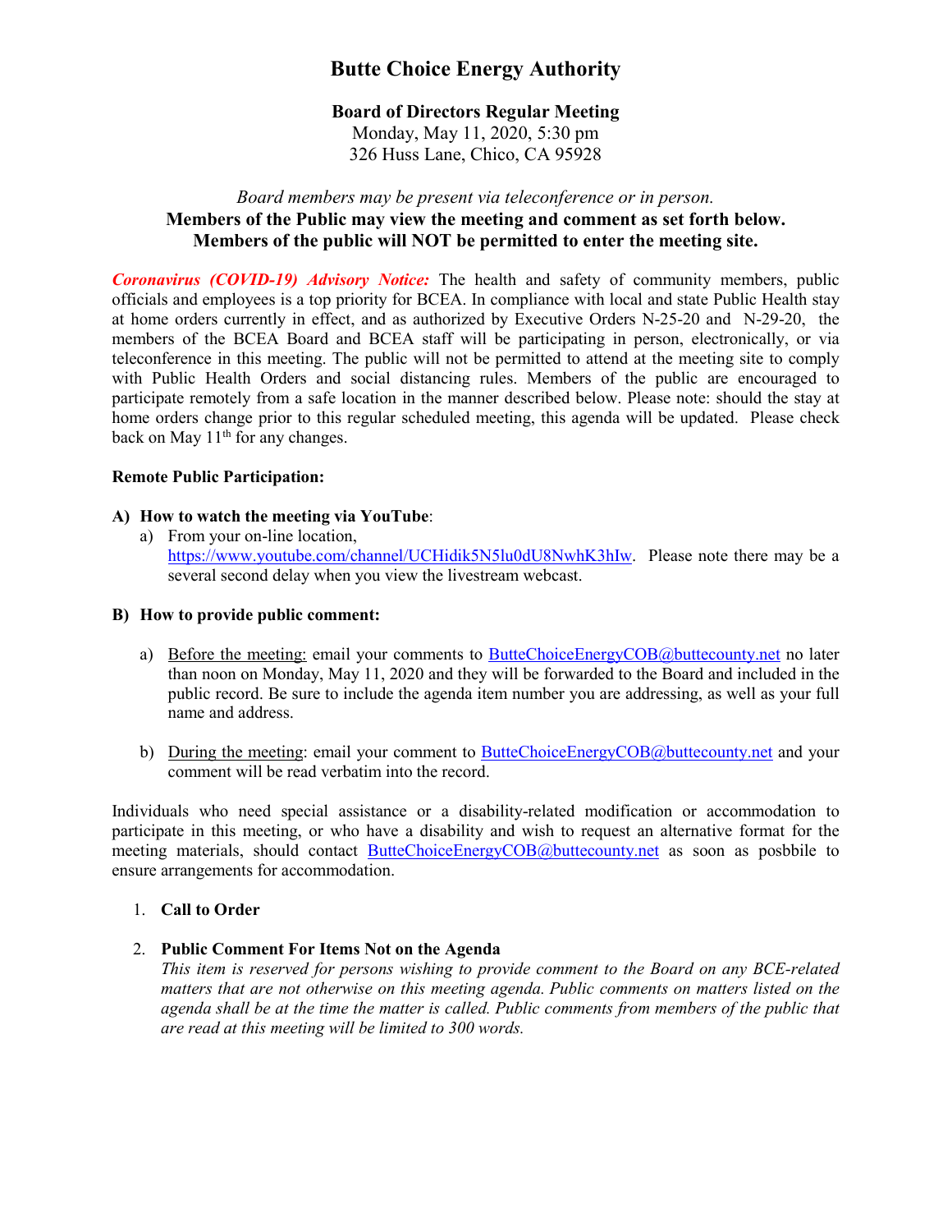# Butte Choice Energy Authority

**Board of Directors Regular Meeting**
Monday, May 11, 2020, 5:30 pm
326 Huss Lane, Chico, CA 95928

*Board members may be present via teleconference or in person.*
**Members of the Public may view the meeting and comment as set forth below.**
**Members of the public will NOT be permitted to enter the meeting site.**

***Coronavirus (COVID-19) Advisory Notice:*** The health and safety of community members, public officials and employees is a top priority for BCEA. In compliance with local and state Public Health stay at home orders currently in effect, and as authorized by Executive Orders N-25-20 and N-29-20, the members of the BCEA Board and BCEA staff will be participating in person, electronically, or via teleconference in this meeting. The public will not be permitted to attend at the meeting site to comply with Public Health Orders and social distancing rules. Members of the public are encouraged to participate remotely from a safe location in the manner described below. Please note: should the stay at home orders change prior to this regular scheduled meeting, this agenda will be updated. Please check back on May 11th for any changes.

**Remote Public Participation:**

**A) How to watch the meeting via YouTube**:

a) From your on-line location, https://www.youtube.com/channel/UCHidik5N5lu0dU8NwhK3hIw. Please note there may be a several second delay when you view the livestream webcast.

**B) How to provide public comment:**

a) Before the meeting: email your comments to ButteChoiceEnergyCOB@buttecounty.net no later than noon on Monday, May 11, 2020 and they will be forwarded to the Board and included in the public record. Be sure to include the agenda item number you are addressing, as well as your full name and address.

b) During the meeting: email your comment to ButteChoiceEnergyCOB@buttecounty.net and your comment will be read verbatim into the record.

Individuals who need special assistance or a disability-related modification or accommodation to participate in this meeting, or who have a disability and wish to request an alternative format for the meeting materials, should contact ButteChoiceEnergyCOB@buttecounty.net as soon as posbbile to ensure arrangements for accommodation.

1. **Call to Order**

2. **Public Comment For Items Not on the Agenda**
   *This item is reserved for persons wishing to provide comment to the Board on any BCE-related matters that are not otherwise on this meeting agenda. Public comments on matters listed on the agenda shall be at the time the matter is called. Public comments from members of the public that are read at this meeting will be limited to 300 words.*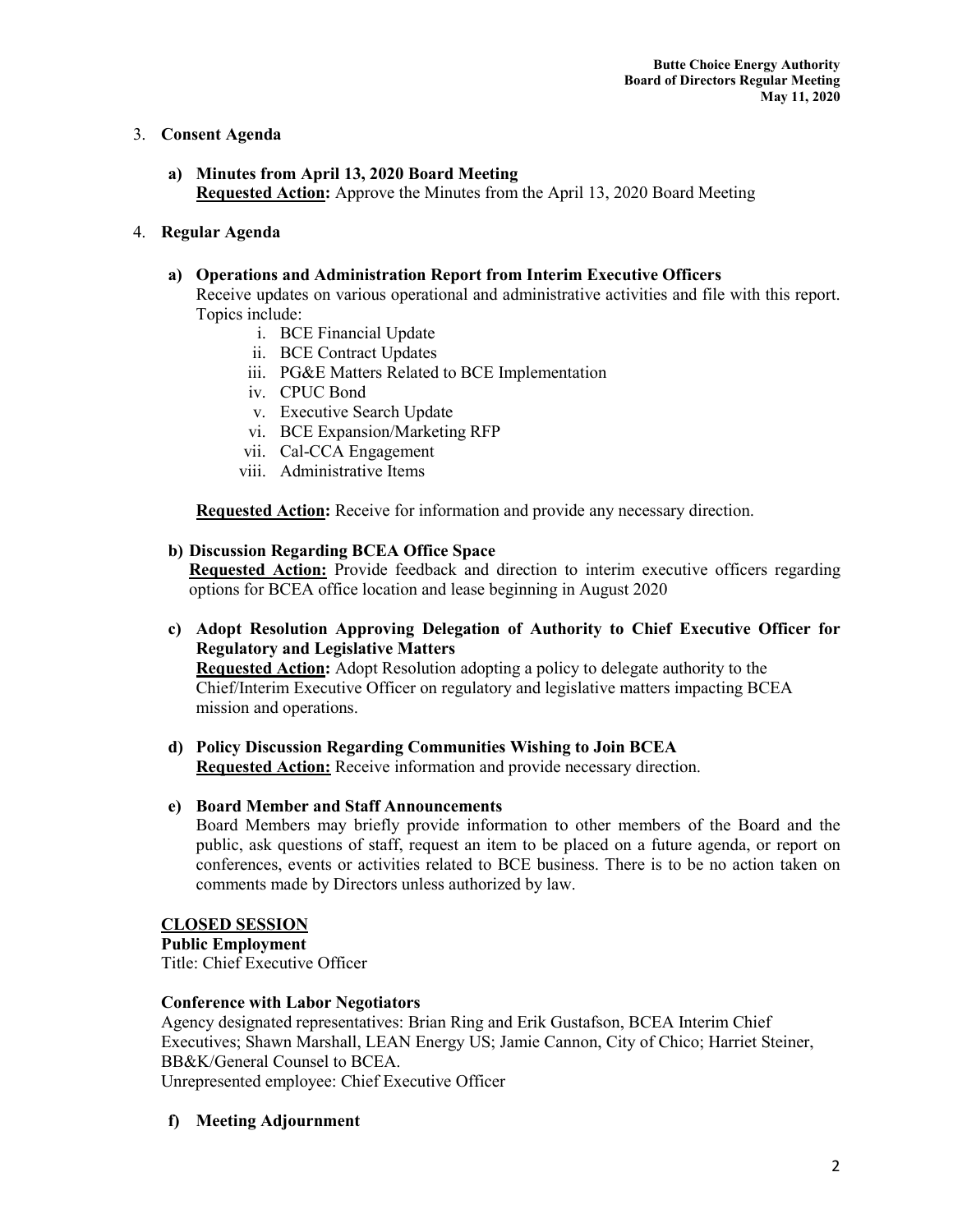3. **Consent Agenda**

   **a) Minutes from April 13, 2020 Board Meeting**
   **Requested Action:** Approve the Minutes from the April 13, 2020 Board Meeting

4. **Regular Agenda**

   **a) Operations and Administration Report from Interim Executive Officers**
   Receive updates on various operational and administrative activities and file with this report. Topics include:

      i. BCE Financial Update
      ii. BCE Contract Updates
      iii. PG&E Matters Related to BCE Implementation
      iv. CPUC Bond
      v. Executive Search Update
      vi. BCE Expansion/Marketing RFP
      vii. Cal-CCA Engagement
      viii. Administrative Items

   **Requested Action:** Receive for information and provide any necessary direction.

   **b) Discussion Regarding BCEA Office Space**
   **Requested Action:** Provide feedback and direction to interim executive officers regarding options for BCEA office location and lease beginning in August 2020

   **c) Adopt Resolution Approving Delegation of Authority to Chief Executive Officer for Regulatory and Legislative Matters**
   **Requested Action:** Adopt Resolution adopting a policy to delegate authority to the Chief/Interim Executive Officer on regulatory and legislative matters impacting BCEA mission and operations.

   **d) Policy Discussion Regarding Communities Wishing to Join BCEA**
   **Requested Action:** Receive information and provide necessary direction.

   **e) Board Member and Staff Announcements**
   Board Members may briefly provide information to other members of the Board and the public, ask questions of staff, request an item to be placed on a future agenda, or report on conferences, events or activities related to BCE business. There is to be no action taken on comments made by Directors unless authorized by law.

**CLOSED SESSION**

**Public Employment**
Title: Chief Executive Officer

**Conference with Labor Negotiators**
Agency designated representatives: Brian Ring and Erik Gustafson, BCEA Interim Chief Executives; Shawn Marshall, LEAN Energy US; Jamie Cannon, City of Chico; Harriet Steiner, BB&K/General Counsel to BCEA.
Unrepresented employee: Chief Executive Officer

   **f) Meeting Adjournment**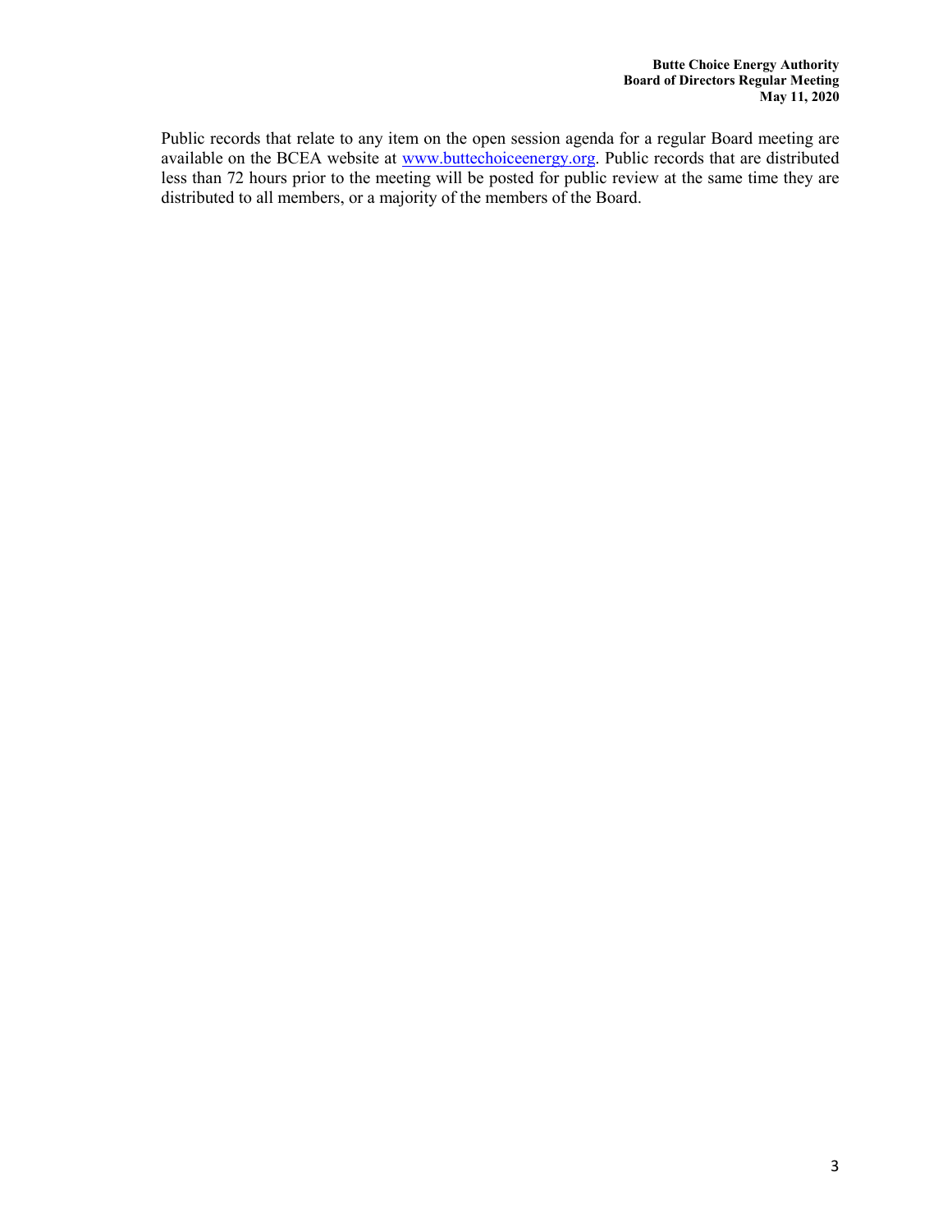Public records that relate to any item on the open session agenda for a regular Board meeting are available on the BCEA website at www.buttechoiceenergy.org. Public records that are distributed less than 72 hours prior to the meeting will be posted for public review at the same time they are distributed to all members, or a majority of the members of the Board.